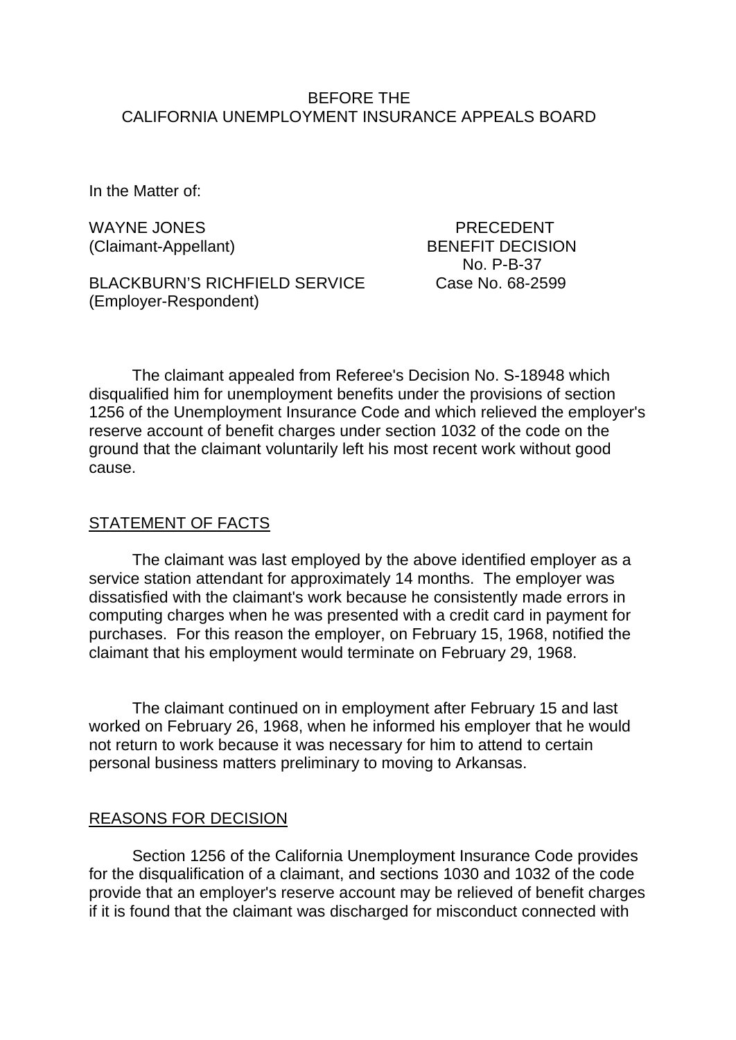BEFORE THE
CALIFORNIA UNEMPLOYMENT INSURANCE APPEALS BOARD

In the Matter of:

WAYNE JONES
(Claimant-Appellant)

BLACKBURN'S RICHFIELD SERVICE
(Employer-Respondent)

PRECEDENT
BENEFIT DECISION
No. P-B-37
Case No. 68-2599

The claimant appealed from Referee's Decision No. S-18948 which disqualified him for unemployment benefits under the provisions of section 1256 of the Unemployment Insurance Code and which relieved the employer's reserve account of benefit charges under section 1032 of the code on the ground that the claimant voluntarily left his most recent work without good cause.

## STATEMENT OF FACTS

The claimant was last employed by the above identified employer as a service station attendant for approximately 14 months. The employer was dissatisfied with the claimant's work because he consistently made errors in computing charges when he was presented with a credit card in payment for purchases. For this reason the employer, on February 15, 1968, notified the claimant that his employment would terminate on February 29, 1968.

The claimant continued on in employment after February 15 and last worked on February 26, 1968, when he informed his employer that he would not return to work because it was necessary for him to attend to certain personal business matters preliminary to moving to Arkansas.

## REASONS FOR DECISION

Section 1256 of the California Unemployment Insurance Code provides for the disqualification of a claimant, and sections 1030 and 1032 of the code provide that an employer's reserve account may be relieved of benefit charges if it is found that the claimant was discharged for misconduct connected with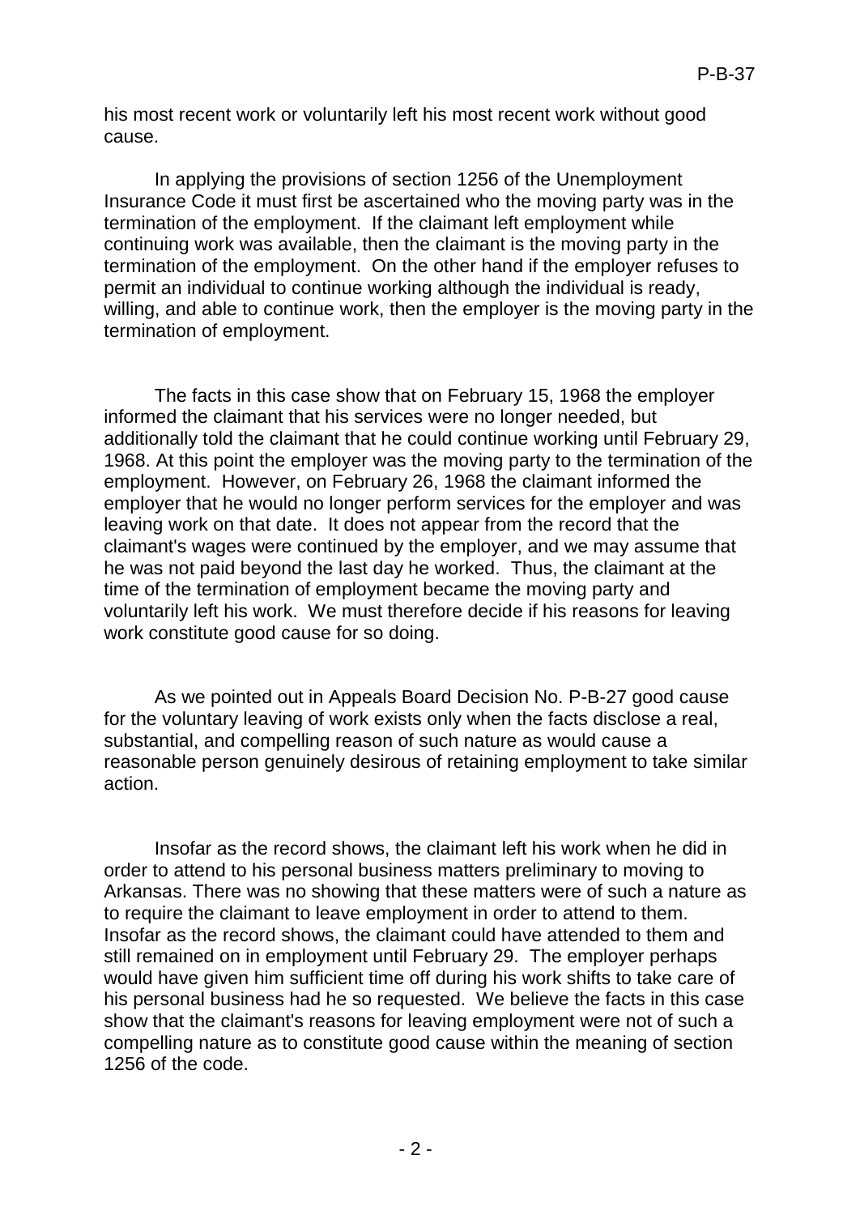his most recent work or voluntarily left his most recent work without good cause.

In applying the provisions of section 1256 of the Unemployment Insurance Code it must first be ascertained who the moving party was in the termination of the employment. If the claimant left employment while continuing work was available, then the claimant is the moving party in the termination of the employment. On the other hand if the employer refuses to permit an individual to continue working although the individual is ready, willing, and able to continue work, then the employer is the moving party in the termination of employment.

The facts in this case show that on February 15, 1968 the employer informed the claimant that his services were no longer needed, but additionally told the claimant that he could continue working until February 29, 1968. At this point the employer was the moving party to the termination of the employment. However, on February 26, 1968 the claimant informed the employer that he would no longer perform services for the employer and was leaving work on that date. It does not appear from the record that the claimant's wages were continued by the employer, and we may assume that he was not paid beyond the last day he worked. Thus, the claimant at the time of the termination of employment became the moving party and voluntarily left his work. We must therefore decide if his reasons for leaving work constitute good cause for so doing.

As we pointed out in Appeals Board Decision No. P-B-27 good cause for the voluntary leaving of work exists only when the facts disclose a real, substantial, and compelling reason of such nature as would cause a reasonable person genuinely desirous of retaining employment to take similar action.

Insofar as the record shows, the claimant left his work when he did in order to attend to his personal business matters preliminary to moving to Arkansas. There was no showing that these matters were of such a nature as to require the claimant to leave employment in order to attend to them. Insofar as the record shows, the claimant could have attended to them and still remained on in employment until February 29. The employer perhaps would have given him sufficient time off during his work shifts to take care of his personal business had he so requested. We believe the facts in this case show that the claimant's reasons for leaving employment were not of such a compelling nature as to constitute good cause within the meaning of section 1256 of the code.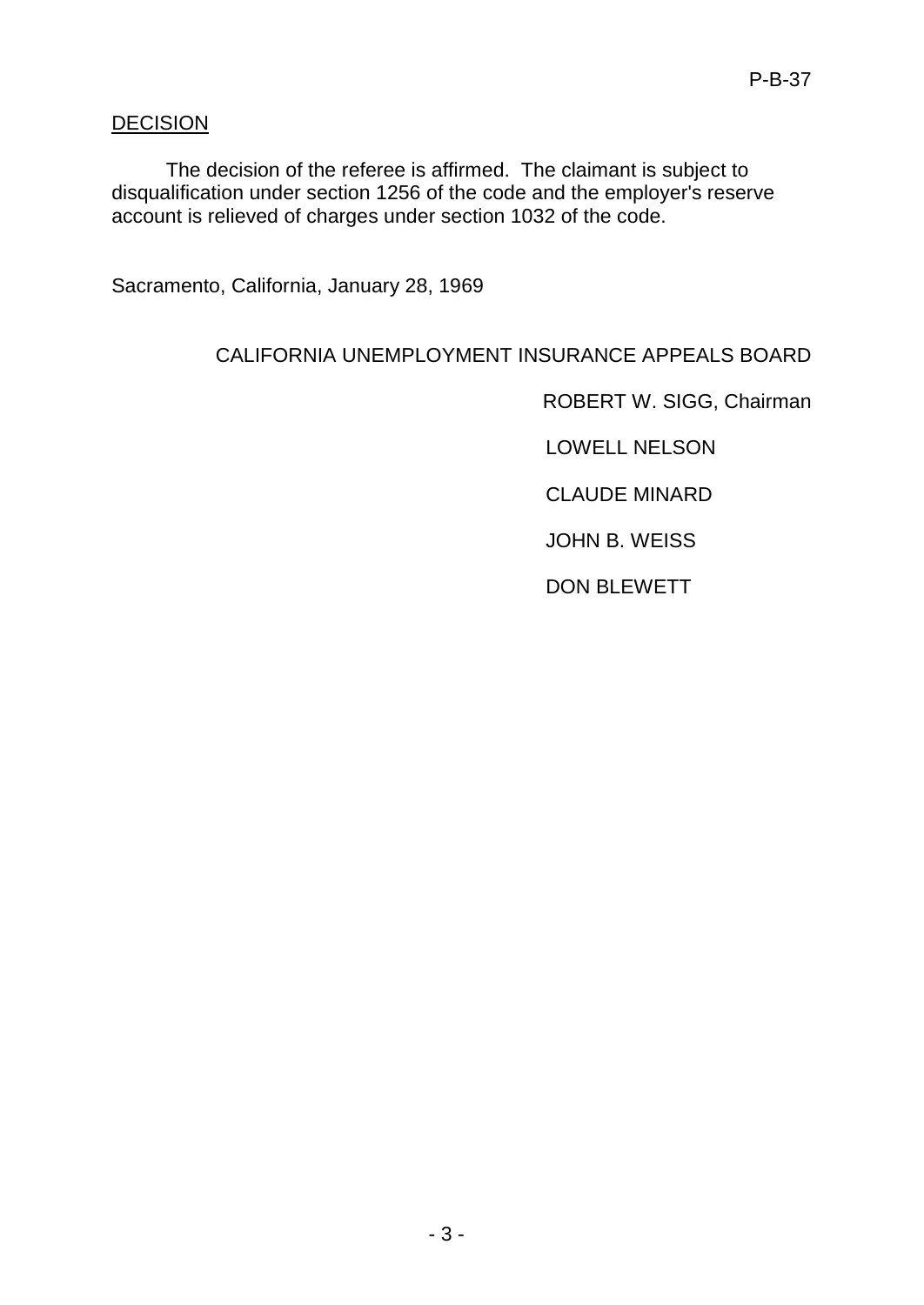<u>DECISION</u>

The decision of the referee is affirmed. The claimant is subject to disqualification under section 1256 of the code and the employer's reserve account is relieved of charges under section 1032 of the code.

Sacramento, California, January 28, 1969

CALIFORNIA UNEMPLOYMENT INSURANCE APPEALS BOARD

ROBERT W. SIGG, Chairman

LOWELL NELSON

CLAUDE MINARD

JOHN B. WEISS

DON BLEWETT